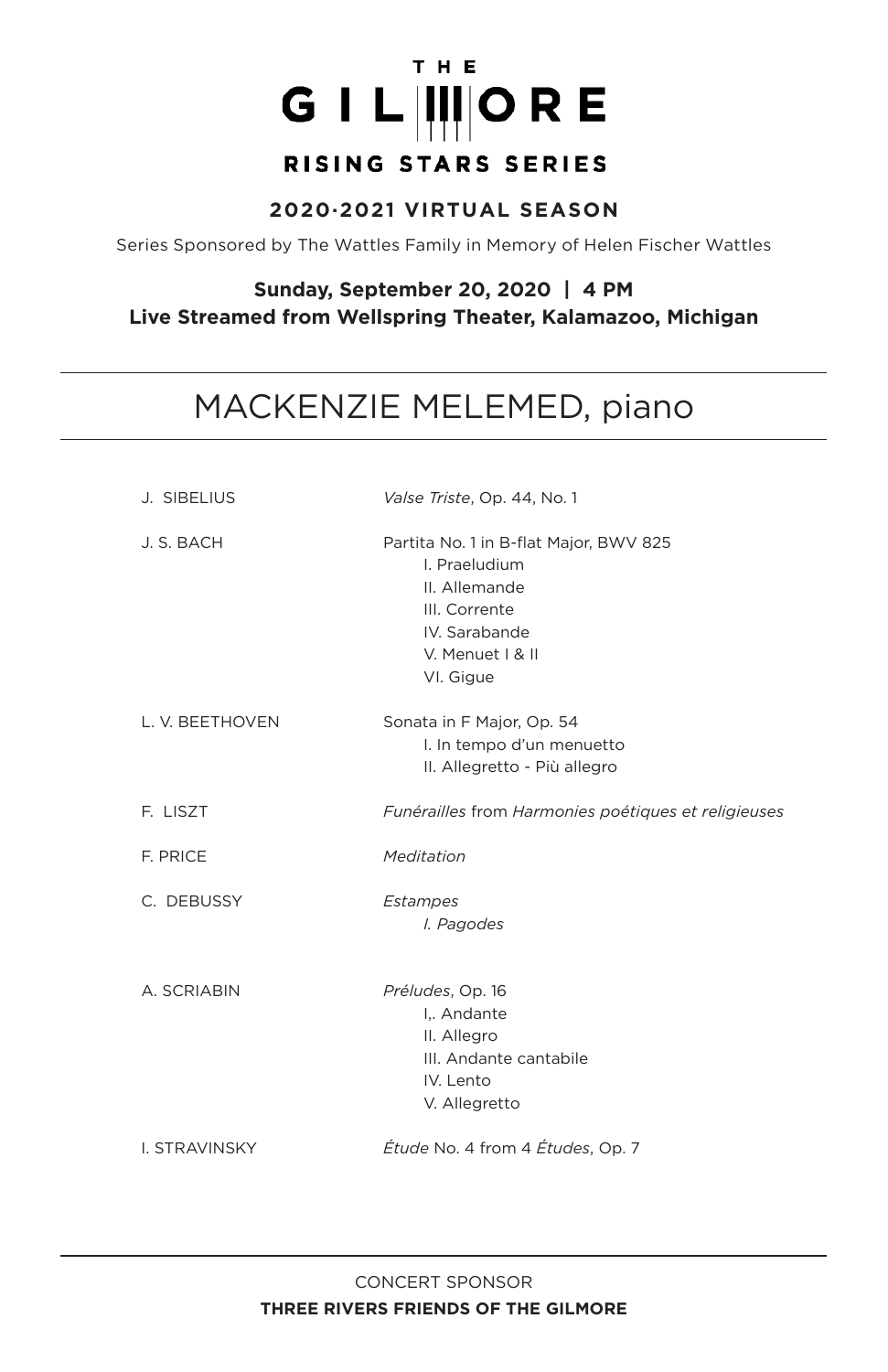# THE GILMORE

## RISING STARS SERIES

**2020·2021 VIRTUAL SEASON**

Series Sponsored by The Wattles Family in Memory of Helen Fischer Wattles

**Sunday, September 20, 2020 | 4 PM**
**Live Streamed from Wellspring Theater, Kalamazoo, Michigan**

---

## MACKENZIE MELEMED, piano

---

J. SIBELIUS — *Valse Triste*, Op. 44, No. 1

J. S. BACH — Partita No. 1 in B-flat Major, BWV 825
- I. Praeludium
- II. Allemande
- III. Corrente
- IV. Sarabande
- V. Menuet I & II
- VI. Gigue

L. V. BEETHOVEN — Sonata in F Major, Op. 54
- I. In tempo d'un menuetto
- II. Allegretto - Più allegro

F. LISZT — *Funérailles* from *Harmonies poétiques et religieuses*

F. PRICE — *Meditation*

C. DEBUSSY — *Estampes*
- *I. Pagodes*

A. SCRIABIN — *Préludes*, Op. 16
- I,. Andante
- II. Allegro
- III. Andante cantabile
- IV. Lento
- V. Allegretto

I. STRAVINSKY — *Étude* No. 4 from 4 *Études*, Op. 7

---

CONCERT SPONSOR
**THREE RIVERS FRIENDS OF THE GILMORE**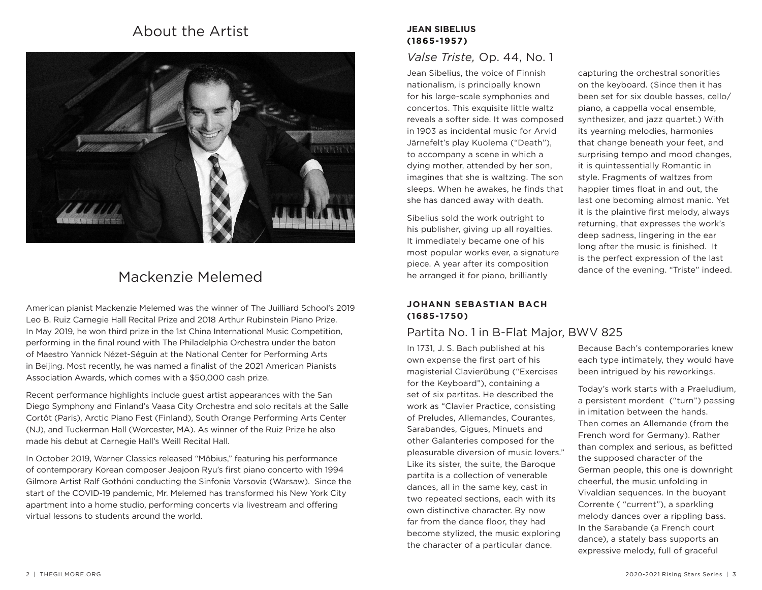# About the Artist

## Mackenzie Melemed

American pianist Mackenzie Melemed was the winner of The Juilliard School's 2019 Leo B. Ruiz Carnegie Hall Recital Prize and 2018 Arthur Rubinstein Piano Prize. In May 2019, he won third prize in the 1st China International Music Competition, performing in the final round with The Philadelphia Orchestra under the baton of Maestro Yannick Nézet-Séguin at the National Center for Performing Arts in Beijing. Most recently, he was named a finalist of the 2021 American Pianists Association Awards, which comes with a $50,000 cash prize.

Recent performance highlights include guest artist appearances with the San Diego Symphony and Finland's Vaasa City Orchestra and solo recitals at the Salle Cortôt (Paris), Arctic Piano Fest (Finland), South Orange Performing Arts Center (NJ), and Tuckerman Hall (Worcester, MA). As winner of the Ruiz Prize he also made his debut at Carnegie Hall's Weill Recital Hall.

In October 2019, Warner Classics released "Möbius," featuring his performance of contemporary Korean composer Jeajoon Ryu's first piano concerto with 1994 Gilmore Artist Ralf Gothóni conducting the Sinfonia Varsovia (Warsaw). Since the start of the COVID-19 pandemic, Mr. Melemed has transformed his New York City apartment into a home studio, performing concerts via livestream and offering virtual lessons to students around the world.

**JEAN SIBELIUS (1865-1957)**

### *Valse Triste,* Op. 44, No. 1

Jean Sibelius, the voice of Finnish nationalism, is principally known for his large-scale symphonies and concertos. This exquisite little waltz reveals a softer side. It was composed in 1903 as incidental music for Arvid Järnefelt's play Kuolema ("Death"), to accompany a scene in which a dying mother, attended by her son, imagines that she is waltzing. The son sleeps. When he awakes, he finds that she has danced away with death.

Sibelius sold the work outright to his publisher, giving up all royalties. It immediately became one of his most popular works ever, a signature piece. A year after its composition he arranged it for piano, brilliantly capturing the orchestral sonorities on the keyboard. (Since then it has been set for six double basses, cello/piano, a cappella vocal ensemble, synthesizer, and jazz quartet.) With its yearning melodies, harmonies that change beneath your feet, and surprising tempo and mood changes, it is quintessentially Romantic in style. Fragments of waltzes from happier times float in and out, the last one becoming almost manic. Yet it is the plaintive first melody, always returning, that expresses the work's deep sadness, lingering in the ear long after the music is finished. It is the perfect expression of the last dance of the evening. "Triste" indeed.

**JOHANN SEBASTIAN BACH (1685-1750)**

### Partita No. 1 in B-Flat Major, BWV 825

In 1731, J. S. Bach published at his own expense the first part of his magisterial Clavierübung ("Exercises for the Keyboard"), containing a set of six partitas. He described the work as "Clavier Practice, consisting of Preludes, Allemandes, Courantes, Sarabandes, Gigues, Minuets and other Galanteries composed for the pleasurable diversion of music lovers." Like its sister, the suite, the Baroque partita is a collection of venerable dances, all in the same key, cast in two repeated sections, each with its own distinctive character. By now far from the dance floor, they had become stylized, the music exploring the character of a particular dance. Because Bach's contemporaries knew each type intimately, they would have been intrigued by his reworkings.

Today's work starts with a Praeludium, a persistent mordent ("turn") passing in imitation between the hands. Then comes an Allemande (from the French word for Germany). Rather than complex and serious, as befitted the supposed character of the German people, this one is downright cheerful, the music unfolding in Vivaldian sequences. In the buoyant Corrente ( "current"), a sparkling melody dances over a rippling bass. In the Sarabande (a French court dance), a stately bass supports an expressive melody, full of graceful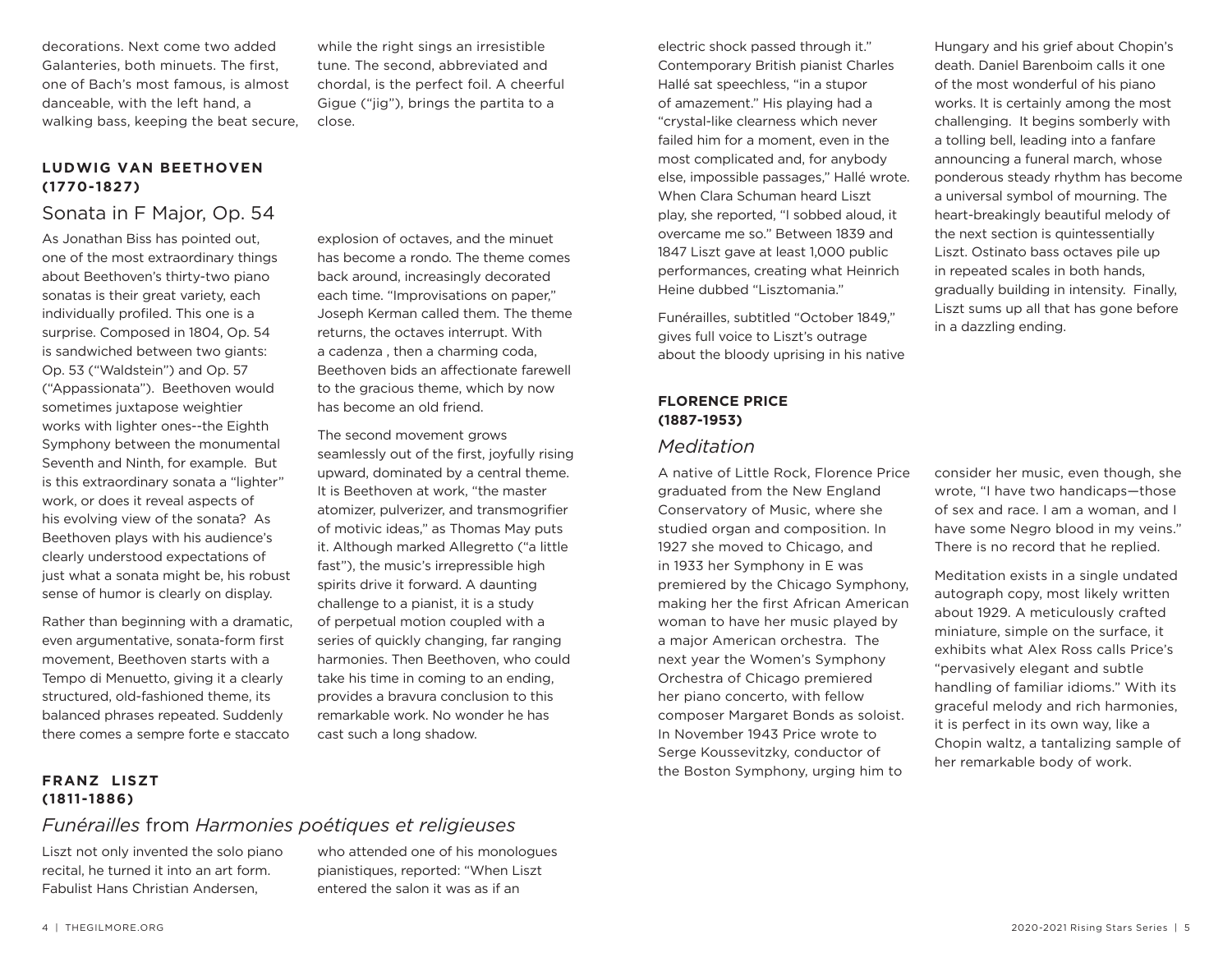decorations. Next come two added Galanteries, both minuets. The first, one of Bach's most famous, is almost danceable, with the left hand, a walking bass, keeping the beat secure, while the right sings an irresistible tune. The second, abbreviated and chordal, is the perfect foil. A cheerful Gigue ("jig"), brings the partita to a close.

**LUDWIG VAN BEETHOVEN (1770-1827)**

## Sonata in F Major, Op. 54

As Jonathan Biss has pointed out, one of the most extraordinary things about Beethoven's thirty-two piano sonatas is their great variety, each individually profiled. This one is a surprise. Composed in 1804, Op. 54 is sandwiched between two giants: Op. 53 ("Waldstein") and Op. 57 ("Appassionata"). Beethoven would sometimes juxtapose weightier works with lighter ones--the Eighth Symphony between the monumental Seventh and Ninth, for example. But is this extraordinary sonata a "lighter" work, or does it reveal aspects of his evolving view of the sonata? As Beethoven plays with his audience's clearly understood expectations of just what a sonata might be, his robust sense of humor is clearly on display.

Rather than beginning with a dramatic, even argumentative, sonata-form first movement, Beethoven starts with a Tempo di Menuetto, giving it a clearly structured, old-fashioned theme, its balanced phrases repeated. Suddenly there comes a sempre forte e staccato explosion of octaves, and the minuet has become a rondo. The theme comes back around, increasingly decorated each time. "Improvisations on paper," Joseph Kerman called them. The theme returns, the octaves interrupt. With a cadenza , then a charming coda, Beethoven bids an affectionate farewell to the gracious theme, which by now has become an old friend.

The second movement grows seamlessly out of the first, joyfully rising upward, dominated by a central theme. It is Beethoven at work, "the master atomizer, pulverizer, and transmogrifier of motivic ideas," as Thomas May puts it. Although marked Allegretto ("a little fast"), the music's irrepressible high spirits drive it forward. A daunting challenge to a pianist, it is a study of perpetual motion coupled with a series of quickly changing, far ranging harmonies. Then Beethoven, who could take his time in coming to an ending, provides a bravura conclusion to this remarkable work. No wonder he has cast such a long shadow.

**FRANZ LISZT (1811-1886)**

## *Funérailles* from *Harmonies poétiques et religieuses*

Liszt not only invented the solo piano recital, he turned it into an art form. Fabulist Hans Christian Andersen, who attended one of his monologues pianistiques, reported: "When Liszt entered the salon it was as if an electric shock passed through it." Contemporary British pianist Charles Hallé sat speechless, "in a stupor of amazement." His playing had a "crystal-like clearness which never failed him for a moment, even in the most complicated and, for anybody else, impossible passages," Hallé wrote. When Clara Schuman heard Liszt play, she reported, "I sobbed aloud, it overcame me so." Between 1839 and 1847 Liszt gave at least 1,000 public performances, creating what Heinrich Heine dubbed "Lisztomania."

Funérailles, subtitled "October 1849," gives full voice to Liszt's outrage about the bloody uprising in his native Hungary and his grief about Chopin's death. Daniel Barenboim calls it one of the most wonderful of his piano works. It is certainly among the most challenging. It begins somberly with a tolling bell, leading into a fanfare announcing a funeral march, whose ponderous steady rhythm has become a universal symbol of mourning. The heart-breakingly beautiful melody of the next section is quintessentially Liszt. Ostinato bass octaves pile up in repeated scales in both hands, gradually building in intensity. Finally, Liszt sums up all that has gone before in a dazzling ending.

**FLORENCE PRICE (1887-1953)**

## *Meditation*

A native of Little Rock, Florence Price graduated from the New England Conservatory of Music, where she studied organ and composition. In 1927 she moved to Chicago, and in 1933 her Symphony in E was premiered by the Chicago Symphony, making her the first African American woman to have her music played by a major American orchestra. The next year the Women's Symphony Orchestra of Chicago premiered her piano concerto, with fellow composer Margaret Bonds as soloist. In November 1943 Price wrote to Serge Koussevitzky, conductor of the Boston Symphony, urging him to consider her music, even though, she wrote, "I have two handicaps—those of sex and race. I am a woman, and I have some Negro blood in my veins." There is no record that he replied.

Meditation exists in a single undated autograph copy, most likely written about 1929. A meticulously crafted miniature, simple on the surface, it exhibits what Alex Ross calls Price's "pervasively elegant and subtle handling of familiar idioms." With its graceful melody and rich harmonies, it is perfect in its own way, like a Chopin waltz, a tantalizing sample of her remarkable body of work.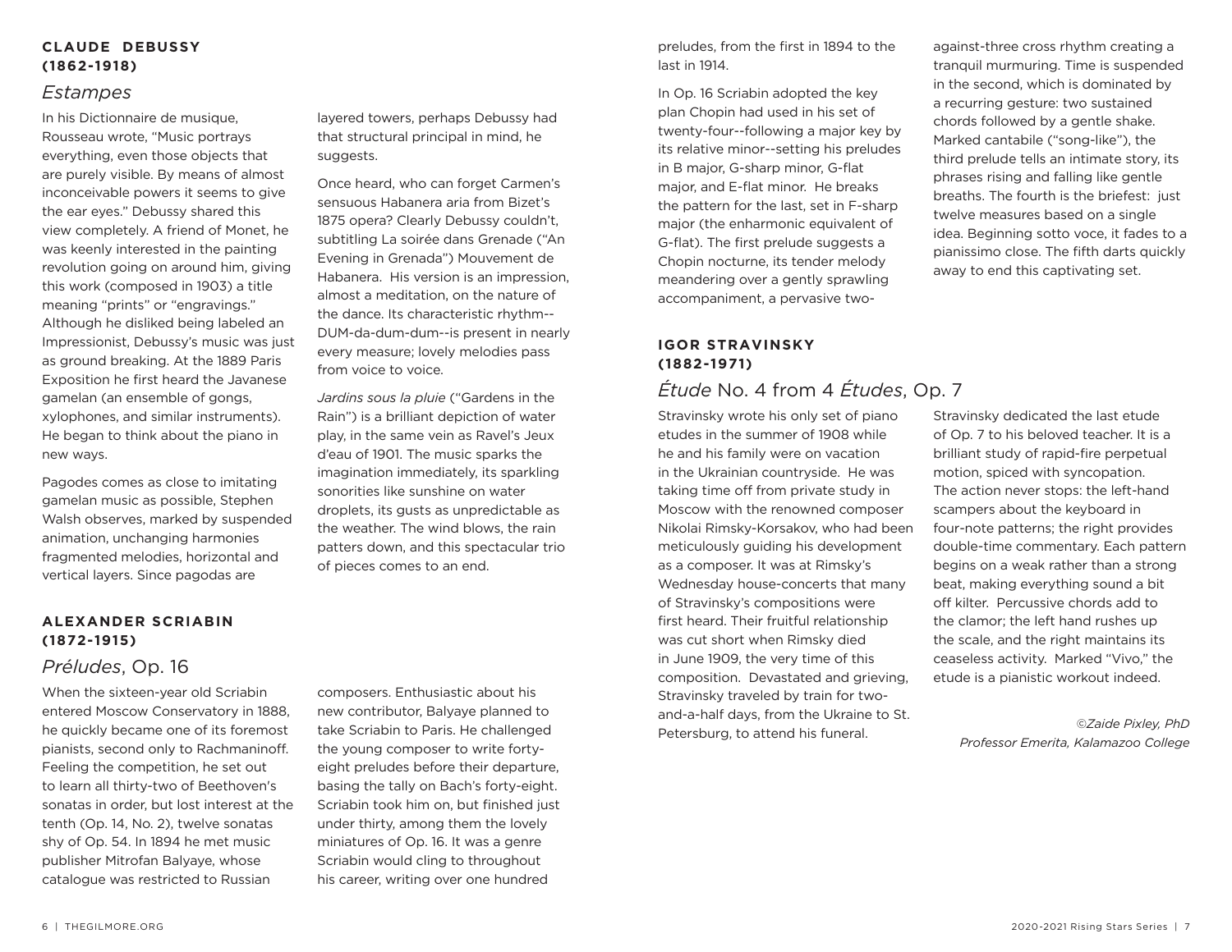**CLAUDE DEBUSSY (1862-1918)**

## *Estampes*

In his Dictionnaire de musique, Rousseau wrote, "Music portrays everything, even those objects that are purely visible. By means of almost inconceivable powers it seems to give the ear eyes." Debussy shared this view completely. A friend of Monet, he was keenly interested in the painting revolution going on around him, giving this work (composed in 1903) a title meaning "prints" or "engravings." Although he disliked being labeled an Impressionist, Debussy's music was just as ground breaking. At the 1889 Paris Exposition he first heard the Javanese gamelan (an ensemble of gongs, xylophones, and similar instruments). He began to think about the piano in new ways.

Pagodes comes as close to imitating gamelan music as possible, Stephen Walsh observes, marked by suspended animation, unchanging harmonies fragmented melodies, horizontal and vertical layers. Since pagodas are layered towers, perhaps Debussy had that structural principal in mind, he suggests.

Once heard, who can forget Carmen's sensuous Habanera aria from Bizet's 1875 opera? Clearly Debussy couldn't, subtitling La soirée dans Grenade ("An Evening in Grenada") Mouvement de Habanera. His version is an impression, almost a meditation, on the nature of the dance. Its characteristic rhythm--DUM-da-dum-dum--is present in nearly every measure; lovely melodies pass from voice to voice.

*Jardins sous la pluie* ("Gardens in the Rain") is a brilliant depiction of water play, in the same vein as Ravel's Jeux d'eau of 1901. The music sparks the imagination immediately, its sparkling sonorities like sunshine on water droplets, its gusts as unpredictable as the weather. The wind blows, the rain patters down, and this spectacular trio of pieces comes to an end.

**ALEXANDER SCRIABIN (1872-1915)**

## *Préludes*, Op. 16

When the sixteen-year old Scriabin entered Moscow Conservatory in 1888, he quickly became one of its foremost pianists, second only to Rachmaninoff. Feeling the competition, he set out to learn all thirty-two of Beethoven's sonatas in order, but lost interest at the tenth (Op. 14, No. 2), twelve sonatas shy of Op. 54. In 1894 he met music publisher Mitrofan Balyaye, whose catalogue was restricted to Russian composers. Enthusiastic about his new contributor, Balyaye planned to take Scriabin to Paris. He challenged the young composer to write forty-eight preludes before their departure, basing the tally on Bach's forty-eight. Scriabin took him on, but finished just under thirty, among them the lovely miniatures of Op. 16. It was a genre Scriabin would cling to throughout his career, writing over one hundred preludes, from the first in 1894 to the last in 1914.

In Op. 16 Scriabin adopted the key plan Chopin had used in his set of twenty-four--following a major key by its relative minor--setting his preludes in B major, G-sharp minor, G-flat major, and E-flat minor. He breaks the pattern for the last, set in F-sharp major (the enharmonic equivalent of G-flat). The first prelude suggests a Chopin nocturne, its tender melody meandering over a gently sprawling accompaniment, a pervasive two-against-three cross rhythm creating a tranquil murmuring. Time is suspended in the second, which is dominated by a recurring gesture: two sustained chords followed by a gentle shake. Marked cantabile ("song-like"), the third prelude tells an intimate story, its phrases rising and falling like gentle breaths. The fourth is the briefest: just twelve measures based on a single idea. Beginning sotto voce, it fades to a pianissimo close. The fifth darts quickly away to end this captivating set.

**IGOR STRAVINSKY (1882-1971)**

## *Étude* No. 4 from 4 *Études*, Op. 7

Stravinsky wrote his only set of piano etudes in the summer of 1908 while he and his family were on vacation in the Ukrainian countryside. He was taking time off from private study in Moscow with the renowned composer Nikolai Rimsky-Korsakov, who had been meticulously guiding his development as a composer. It was at Rimsky's Wednesday house-concerts that many of Stravinsky's compositions were first heard. Their fruitful relationship was cut short when Rimsky died in June 1909, the very time of this composition. Devastated and grieving, Stravinsky traveled by train for two-and-a-half days, from the Ukraine to St. Petersburg, to attend his funeral.

Stravinsky dedicated the last etude of Op. 7 to his beloved teacher. It is a brilliant study of rapid-fire perpetual motion, spiced with syncopation. The action never stops: the left-hand scampers about the keyboard in four-note patterns; the right provides double-time commentary. Each pattern begins on a weak rather than a strong beat, making everything sound a bit off kilter. Percussive chords add to the clamor; the left hand rushes up the scale, and the right maintains its ceaseless activity. Marked "Vivo," the etude is a pianistic workout indeed.

*©Zaide Pixley, PhD*
*Professor Emerita, Kalamazoo College*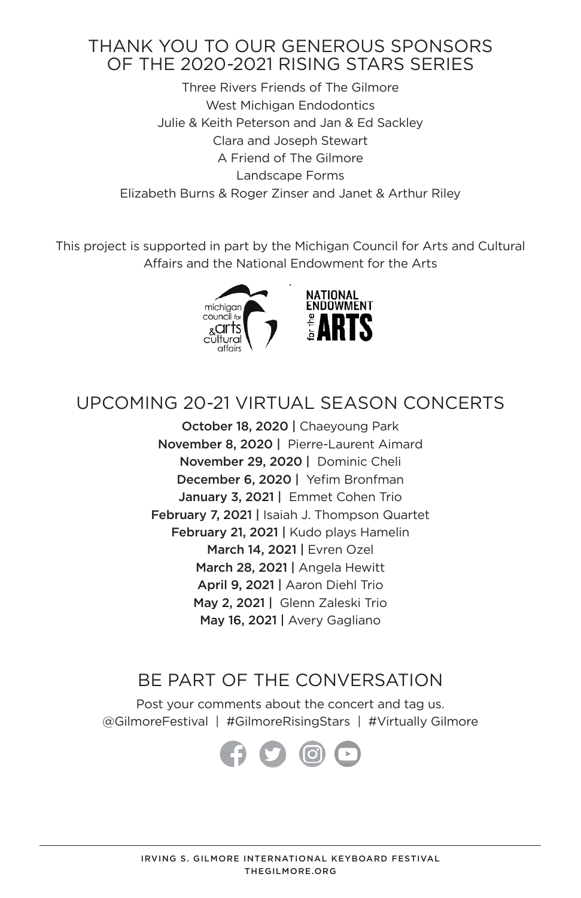## THANK YOU TO OUR GENEROUS SPONSORS OF THE 2020-2021 RISING STARS SERIES

Three Rivers Friends of The Gilmore
West Michigan Endodontics
Julie & Keith Peterson and Jan & Ed Sackley
Clara and Joseph Stewart
A Friend of The Gilmore
Landscape Forms
Elizabeth Burns & Roger Zinser and Janet & Arthur Riley

This project is supported in part by the Michigan Council for Arts and Cultural Affairs and the National Endowment for the Arts

michigan council for arts & cultural affairs

NATIONAL ENDOWMENT for the ARTS

## UPCOMING 20-21 VIRTUAL SEASON CONCERTS

**October 18, 2020 |** Chaeyoung Park
**November 8, 2020 |** Pierre-Laurent Aimard
**November 29, 2020 |** Dominic Cheli
**December 6, 2020 |** Yefim Bronfman
**January 3, 2021 |** Emmet Cohen Trio
**February 7, 2021 |** Isaiah J. Thompson Quartet
**February 21, 2021 |** Kudo plays Hamelin
**March 14, 2021 |** Evren Ozel
**March 28, 2021 |** Angela Hewitt
**April 9, 2021 |** Aaron Diehl Trio
**May 2, 2021 |** Glenn Zaleski Trio
**May 16, 2021 |** Avery Gagliano

## BE PART OF THE CONVERSATION

Post your comments about the concert and tag us.
@GilmoreFestival | #GilmoreRisingStars | #Virtually Gilmore

IRVING S. GILMORE INTERNATIONAL KEYBOARD FESTIVAL
THEGILMORE.ORG